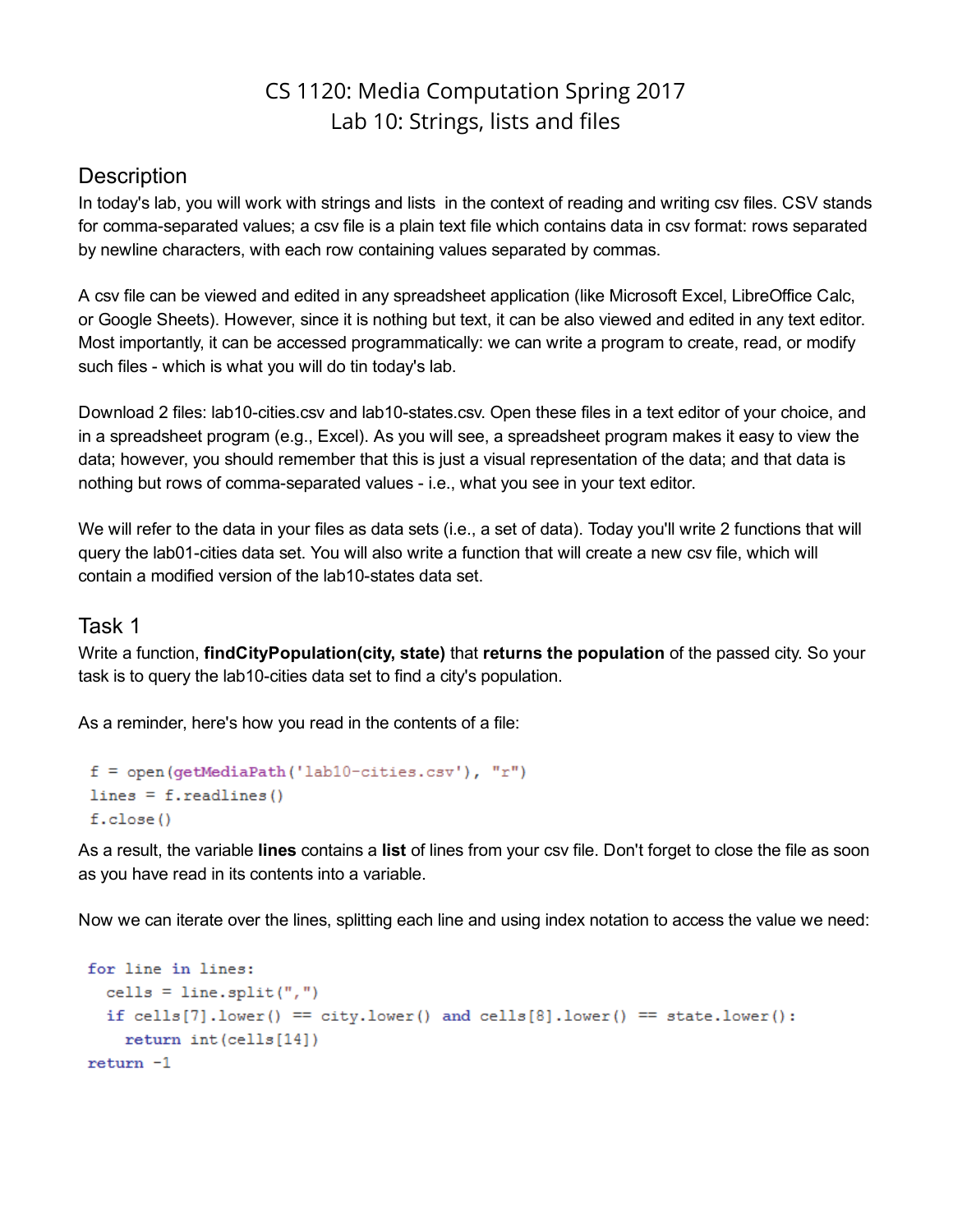# CS 1120: Media Computation Spring 2017
## Lab 10: Strings, lists and files

## Description

In today's lab, you will work with strings and lists in the context of reading and writing csv files. CSV stands for comma-separated values; a csv file is a plain text file which contains data in csv format: rows separated by newline characters, with each row containing values separated by commas.

A csv file can be viewed and edited in any spreadsheet application (like Microsoft Excel, LibreOffice Calc, or Google Sheets). However, since it is nothing but text, it can be also viewed and edited in any text editor. Most importantly, it can be accessed programmatically: we can write a program to create, read, or modify such files - which is what you will do tin today's lab.

Download 2 files: lab10-cities.csv and lab10-states.csv. Open these files in a text editor of your choice, and in a spreadsheet program (e.g., Excel). As you will see, a spreadsheet program makes it easy to view the data; however, you should remember that this is just a visual representation of the data; and that data is nothing but rows of comma-separated values - i.e., what you see in your text editor.

We will refer to the data in your files as data sets (i.e., a set of data). Today you'll write 2 functions that will query the lab01-cities data set. You will also write a function that will create a new csv file, which will contain a modified version of the lab10-states data set.

## Task 1

Write a function, **findCityPopulation(city, state)** that **returns the population** of the passed city. So your task is to query the lab10-cities data set to find a city's population.

As a reminder, here's how you read in the contents of a file:

```
f = open(getMediaPath('lab10-cities.csv'), "r")
lines = f.readlines()
f.close()
```

As a result, the variable **lines** contains a **list** of lines from your csv file. Don't forget to close the file as soon as you have read in its contents into a variable.

Now we can iterate over the lines, splitting each line and using index notation to access the value we need:

```
for line in lines:
  cells = line.split(",")
  if cells[7].lower() == city.lower() and cells[8].lower() == state.lower():
    return int(cells[14])
return -1
```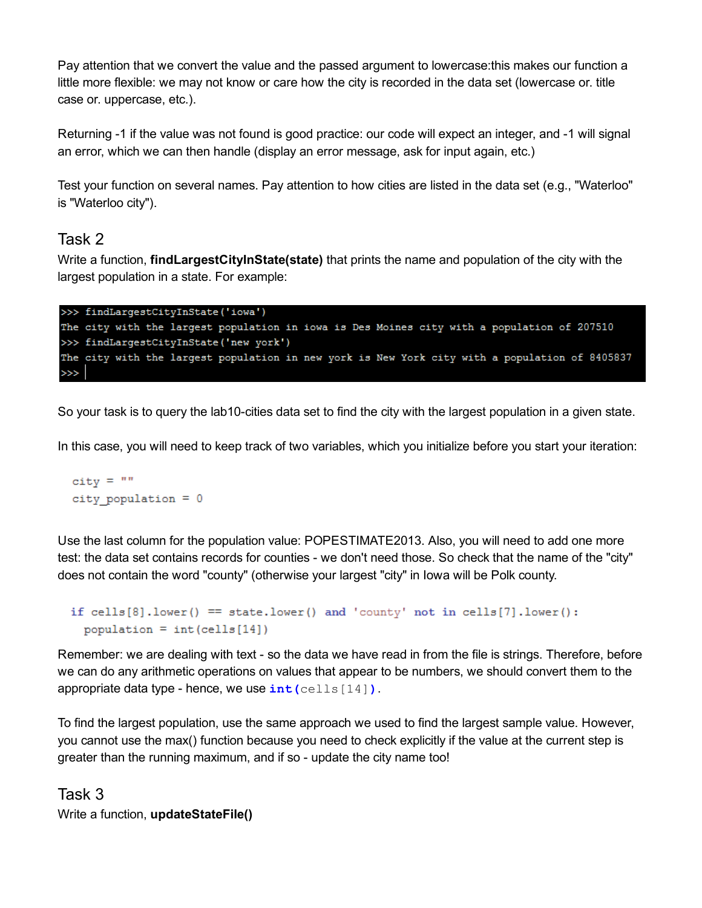Pay attention that we convert the value and the passed argument to lowercase:this makes our function a little more flexible: we may not know or care how the city is recorded in the data set (lowercase or. title case or. uppercase, etc.).

Returning -1 if the value was not found is good practice: our code will expect an integer, and -1 will signal an error, which we can then handle (display an error message, ask for input again, etc.)

Test your function on several names. Pay attention to how cities are listed in the data set (e.g., "Waterloo" is "Waterloo city").

## Task 2

Write a function, **findLargestCityInState(state)** that prints the name and population of the city with the largest population in a state. For example:

```
>>> findLargestCityInState('iowa')
The city with the largest population in iowa is Des Moines city with a population of 207510
>>> findLargestCityInState('new york')
The city with the largest population in new york is New York city with a population of 8405837
>>> 
```

So your task is to query the lab10-cities data set to find the city with the largest population in a given state.

In this case, you will need to keep track of two variables, which you initialize before you start your iteration:

```
city = ""
city_population = 0
```

Use the last column for the population value: POPESTIMATE2013. Also, you will need to add one more test: the data set contains records for counties - we don't need those. So check that the name of the "city" does not contain the word "county" (otherwise your largest "city" in Iowa will be Polk county.

```
if cells[8].lower() == state.lower() and 'county' not in cells[7].lower():
  population = int(cells[14])
```

Remember: we are dealing with text - so the data we have read in from the file is strings. Therefore, before we can do any arithmetic operations on values that appear to be numbers, we should convert them to the appropriate data type - hence, we use `int(cells[14])`.

To find the largest population, use the same approach we used to find the largest sample value. However, you cannot use the max() function because you need to check explicitly if the value at the current step is greater than the running maximum, and if so - update the city name too!

## Task 3

Write a function, **updateStateFile()**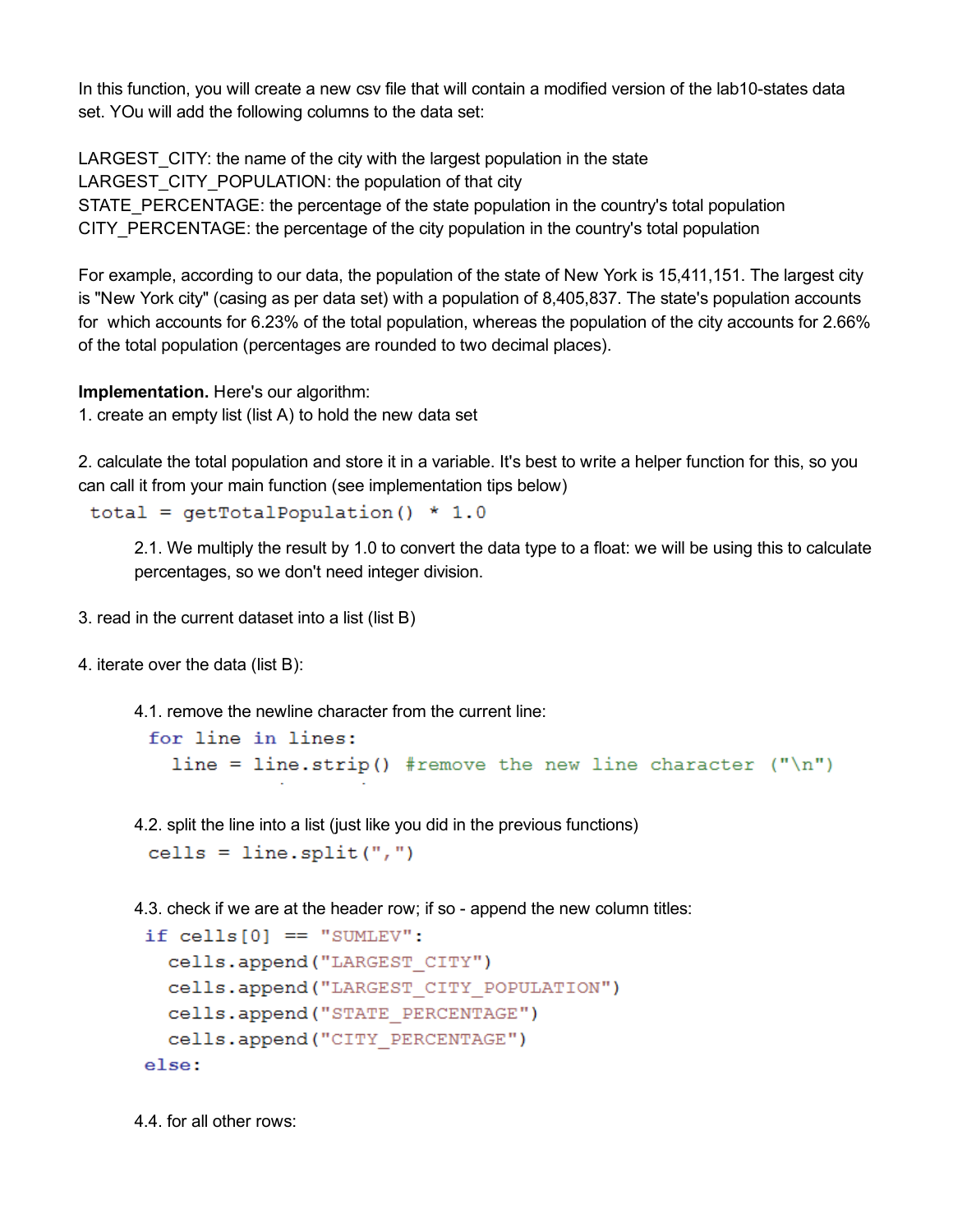In this function, you will create a new csv file that will contain a modified version of the lab10-states data set. YOu will add the following columns to the data set:

LARGEST_CITY: the name of the city with the largest population in the state
LARGEST_CITY_POPULATION: the population of that city
STATE_PERCENTAGE: the percentage of the state population in the country's total population
CITY_PERCENTAGE: the percentage of the city population in the country's total population

For example, according to our data, the population of the state of New York is 15,411,151. The largest city is "New York city" (casing as per data set) with a population of 8,405,837. The state's population accounts for which accounts for 6.23% of the total population, whereas the population of the city accounts for 2.66% of the total population (percentages are rounded to two decimal places).

**Implementation.** Here's our algorithm:

1. create an empty list (list A) to hold the new data set

2. calculate the total population and store it in a variable. It's best to write a helper function for this, so you can call it from your main function (see implementation tips below)

```
total = getTotalPopulation() * 1.0
```

    2.1. We multiply the result by 1.0 to convert the data type to a float: we will be using this to calculate percentages, so we don't need integer division.

3. read in the current dataset into a list (list B)

4. iterate over the data (list B):

    4.1. remove the newline character from the current line:

```
for line in lines:
    line = line.strip() #remove the new line character ("\n")
```

    4.2. split the line into a list (just like you did in the previous functions)

```
cells = line.split(",")
```

    4.3. check if we are at the header row; if so - append the new column titles:

```
if cells[0] == "SUMLEV":
    cells.append("LARGEST_CITY")
    cells.append("LARGEST_CITY_POPULATION")
    cells.append("STATE_PERCENTAGE")
    cells.append("CITY_PERCENTAGE")
else:
```

    4.4. for all other rows: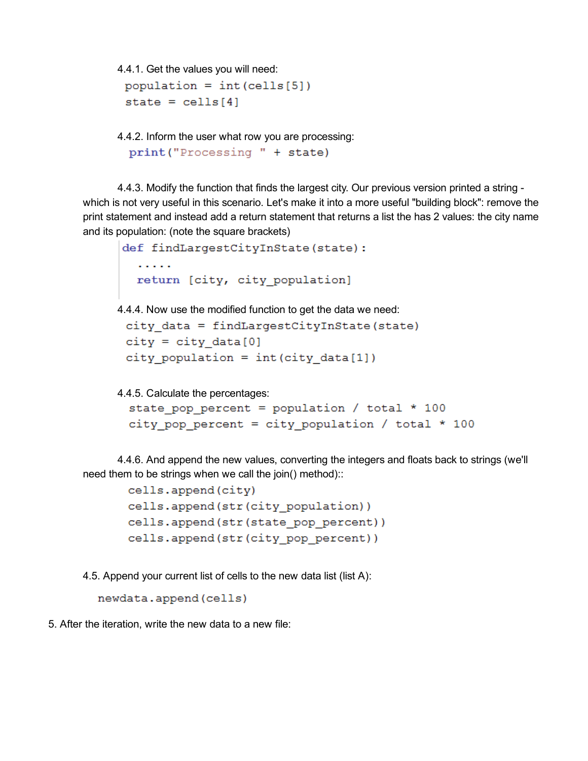4.4.1. Get the values you will need:

```
population = int(cells[5])
state = cells[4]
```

4.4.2. Inform the user what row you are processing:

```
print("Processing " + state)
```

4.4.3. Modify the function that finds the largest city. Our previous version printed a string - which is not very useful in this scenario. Let's make it into a more useful "building block": remove the print statement and instead add a return statement that returns a list the has 2 values: the city name and its population: (note the square brackets)

```
def findLargestCityInState(state):
  .....
  return [city, city_population]
```

4.4.4. Now use the modified function to get the data we need:

```
city_data = findLargestCityInState(state)
city = city_data[0]
city_population = int(city_data[1])
```

4.4.5. Calculate the percentages:

```
state_pop_percent = population / total * 100
city_pop_percent = city_population / total * 100
```

4.4.6. And append the new values, converting the integers and floats back to strings (we'll need them to be strings when we call the join() method)::

```
cells.append(city)
cells.append(str(city_population))
cells.append(str(state_pop_percent))
cells.append(str(city_pop_percent))
```

4.5. Append your current list of cells to the new data list (list A):

```
newdata.append(cells)
```

5. After the iteration, write the new data to a new file: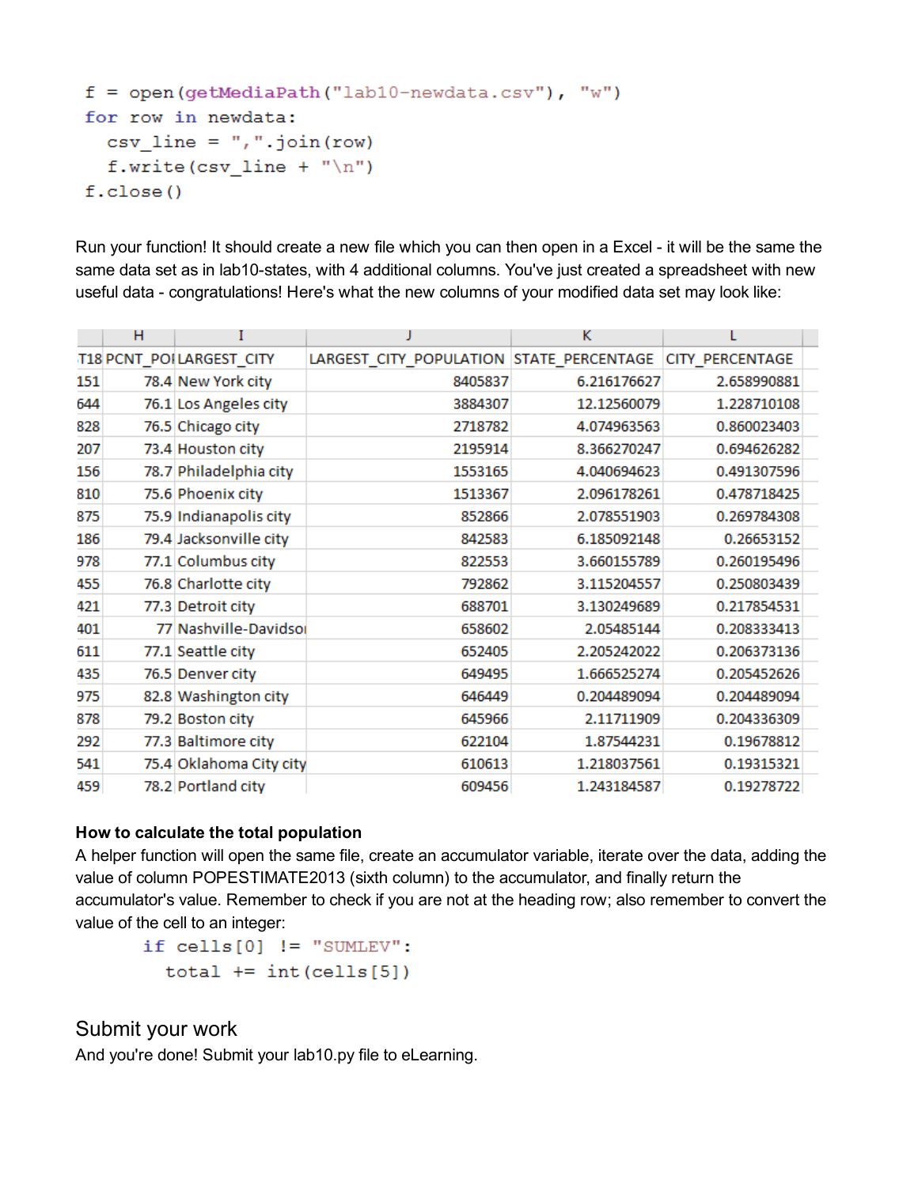```
f = open(getMediaPath("lab10-newdata.csv"), "w")
for row in newdata:
  csv_line = ",".join(row)
  f.write(csv_line + "\n")
f.close()
```

Run your function! It should create a new file which you can then open in a Excel - it will be the same the same data set as in lab10-states, with 4 additional columns. You've just created a spreadsheet with new useful data - congratulations! Here's what the new columns of your modified data set may look like:

| | H | I | J | K | L |
|---|---|---|---|---|---|
| T18 | PCNT_POI | LARGEST_CITY | LARGEST_CITY_POPULATION | STATE_PERCENTAGE | CITY_PERCENTAGE |
| 151 | 78.4 | New York city | 8405837 | 6.216176627 | 2.658990881 |
| 644 | 76.1 | Los Angeles city | 3884307 | 12.12560079 | 1.228710108 |
| 828 | 76.5 | Chicago city | 2718782 | 4.074963563 | 0.860023403 |
| 207 | 73.4 | Houston city | 2195914 | 8.366270247 | 0.694626282 |
| 156 | 78.7 | Philadelphia city | 1553165 | 4.040694623 | 0.491307596 |
| 810 | 75.6 | Phoenix city | 1513367 | 2.096178261 | 0.478718425 |
| 875 | 75.9 | Indianapolis city | 852866 | 2.078551903 | 0.269784308 |
| 186 | 79.4 | Jacksonville city | 842583 | 6.185092148 | 0.26653152 |
| 978 | 77.1 | Columbus city | 822553 | 3.660155789 | 0.260195496 |
| 455 | 76.8 | Charlotte city | 792862 | 3.115204557 | 0.250803439 |
| 421 | 77.3 | Detroit city | 688701 | 3.130249689 | 0.217854531 |
| 401 | 77 | Nashville-Davidso | 658602 | 2.05485144 | 0.208333413 |
| 611 | 77.1 | Seattle city | 652405 | 2.205242022 | 0.206373136 |
| 435 | 76.5 | Denver city | 649495 | 1.666525274 | 0.205452626 |
| 975 | 82.8 | Washington city | 646449 | 0.204489094 | 0.204489094 |
| 878 | 79.2 | Boston city | 645966 | 2.11711909 | 0.204336309 |
| 292 | 77.3 | Baltimore city | 622104 | 1.87544231 | 0.19678812 |
| 541 | 75.4 | Oklahoma City city | 610613 | 1.218037561 | 0.19315321 |
| 459 | 78.2 | Portland city | 609456 | 1.243184587 | 0.19278722 |

**How to calculate the total population**

A helper function will open the same file, create an accumulator variable, iterate over the data, adding the value of column POPESTIMATE2013 (sixth column) to the accumulator, and finally return the accumulator's value. Remember to check if you are not at the heading row; also remember to convert the value of the cell to an integer:

```
if cells[0] != "SUMLEV":
  total += int(cells[5])
```

## Submit your work

And you're done! Submit your lab10.py file to eLearning.